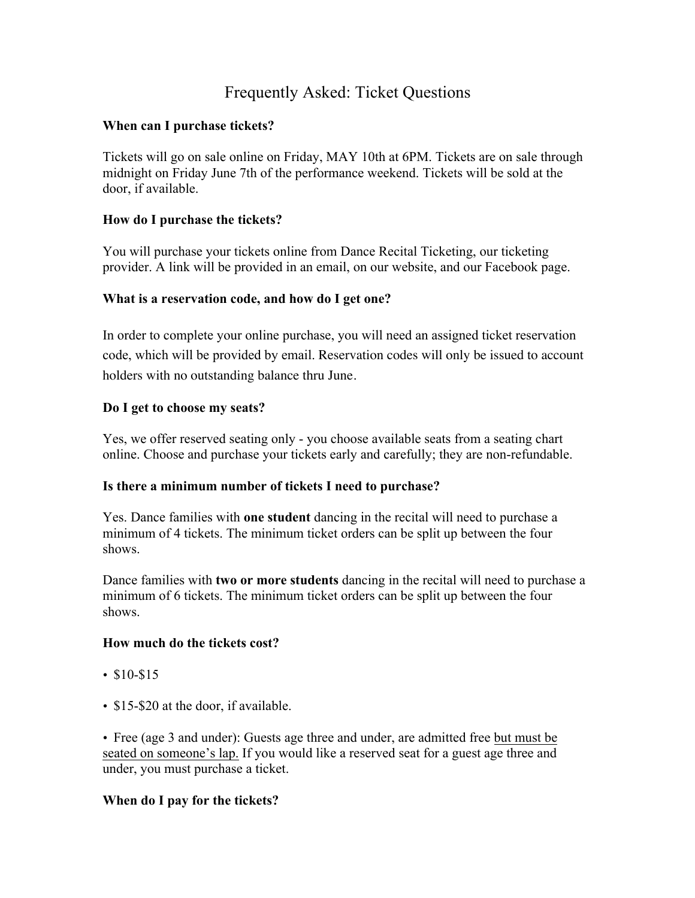# Frequently Asked: Ticket Questions

**When can I purchase tickets?**

Tickets will go on sale online on Friday, MAY 10th at 6PM. Tickets are on sale through midnight on Friday June 7th of the performance weekend. Tickets will be sold at the door, if available.

**How do I purchase the tickets?**

You will purchase your tickets online from Dance Recital Ticketing, our ticketing provider. A link will be provided in an email, on our website, and our Facebook page.

**What is a reservation code, and how do I get one?**

In order to complete your online purchase, you will need an assigned ticket reservation code, which will be provided by email. Reservation codes will only be issued to account holders with no outstanding balance thru June.

**Do I get to choose my seats?**

Yes, we offer reserved seating only - you choose available seats from a seating chart online. Choose and purchase your tickets early and carefully; they are non-refundable.

**Is there a minimum number of tickets I need to purchase?**

Yes. Dance families with **one student** dancing in the recital will need to purchase a minimum of 4 tickets. The minimum ticket orders can be split up between the four shows.

Dance families with **two or more students** dancing in the recital will need to purchase a minimum of 6 tickets. The minimum ticket orders can be split up between the four shows.

**How much do the tickets cost?**

- $10-$15
- $15-$20 at the door, if available.
- Free (age 3 and under): Guests age three and under, are admitted free <u>but must be seated on someone's lap.</u> If you would like a reserved seat for a guest age three and under, you must purchase a ticket.

**When do I pay for the tickets?**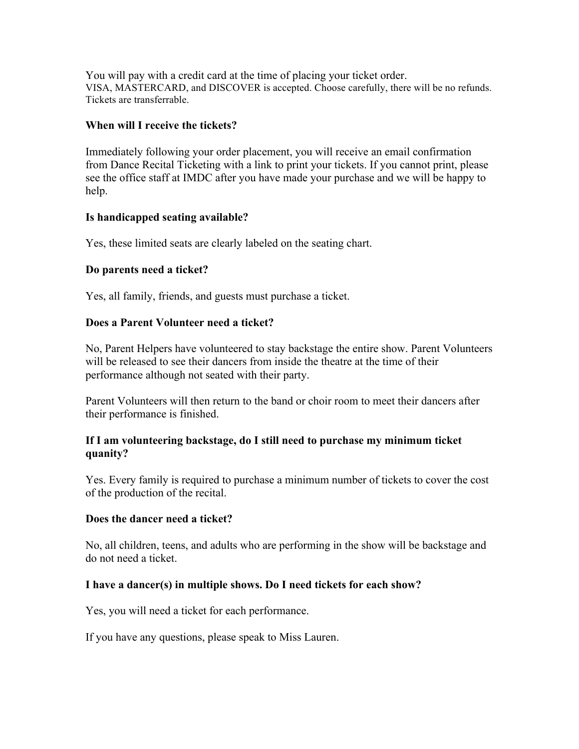You will pay with a credit card at the time of placing your ticket order.
VISA, MASTERCARD, and DISCOVER is accepted. Choose carefully, there will be no refunds. Tickets are transferrable.

**When will I receive the tickets?**

Immediately following your order placement, you will receive an email confirmation from Dance Recital Ticketing with a link to print your tickets. If you cannot print, please see the office staff at IMDC after you have made your purchase and we will be happy to help.

**Is handicapped seating available?**

Yes, these limited seats are clearly labeled on the seating chart.

**Do parents need a ticket?**

Yes, all family, friends, and guests must purchase a ticket.

**Does a Parent Volunteer need a ticket?**

No, Parent Helpers have volunteered to stay backstage the entire show. Parent Volunteers will be released to see their dancers from inside the theatre at the time of their performance although not seated with their party.

Parent Volunteers will then return to the band or choir room to meet their dancers after their performance is finished.

**If I am volunteering backstage, do I still need to purchase my minimum ticket quanity?**

Yes. Every family is required to purchase a minimum number of tickets to cover the cost of the production of the recital.

**Does the dancer need a ticket?**

No, all children, teens, and adults who are performing in the show will be backstage and do not need a ticket.

**I have a dancer(s) in multiple shows. Do I need tickets for each show?**

Yes, you will need a ticket for each performance.

If you have any questions, please speak to Miss Lauren.